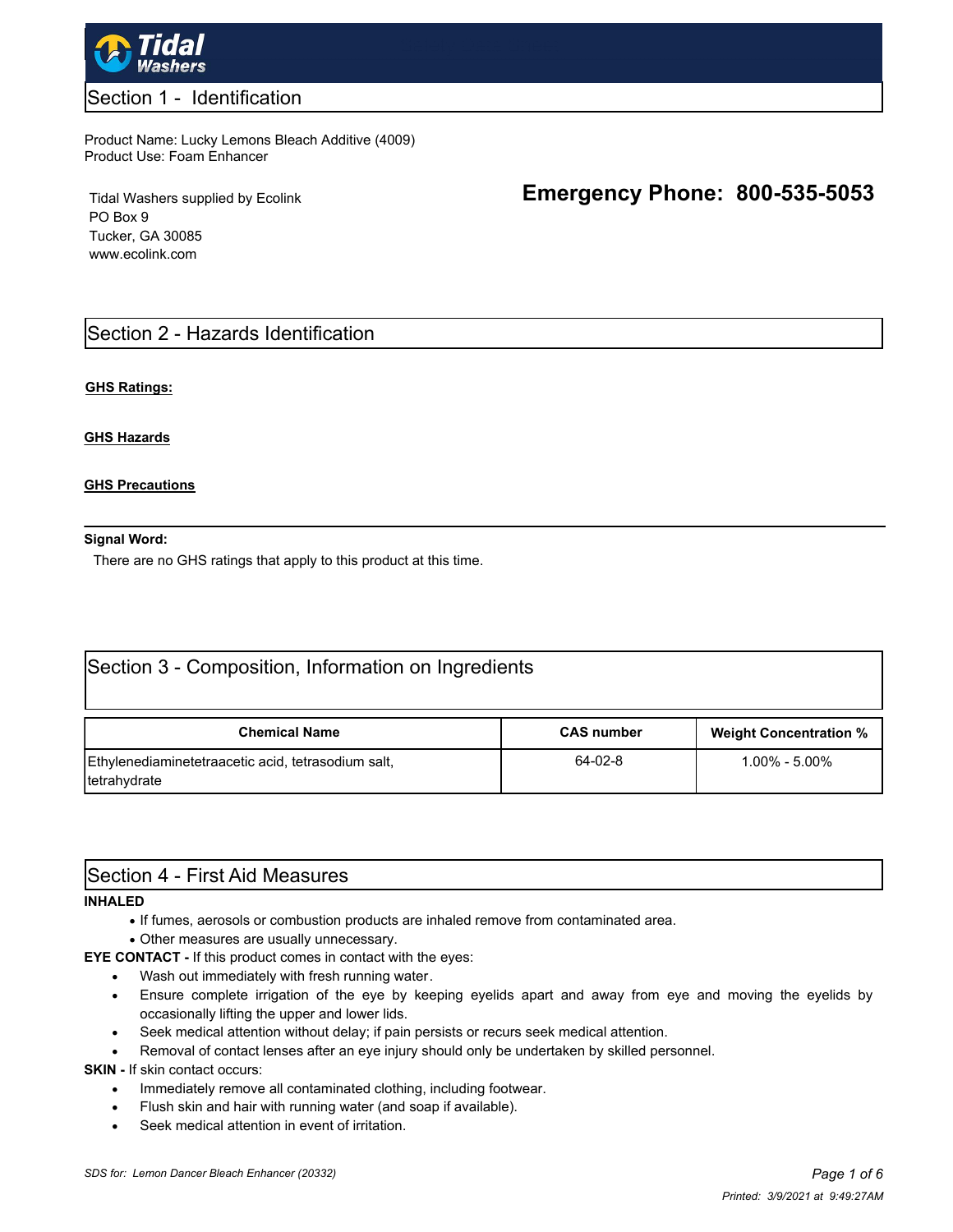Tidal Washers

## Section 1 - Identification

Product Name: Lucky Lemons Bleach Additive (4009)
Product Use: Foam Enhancer

Tidal Washers supplied by Ecolink
PO Box 9
Tucker, GA 30085
www.ecolink.com

**Emergency Phone: 800-535-5053**

## Section 2 - Hazards Identification

**GHS Ratings:**

**GHS Hazards**

**GHS Precautions**

**Signal Word:**

There are no GHS ratings that apply to this product at this time.

## Section 3 - Composition, Information on Ingredients

| Chemical Name | CAS number | Weight Concentration % |
|---|---|---|
| Ethylenediaminetetraacetic acid, tetrasodium salt, tetrahydrate | 64-02-8 | 1.00% - 5.00% |

## Section 4 - First Aid Measures

**INHALED**

- If fumes, aerosols or combustion products are inhaled remove from contaminated area.
- Other measures are usually unnecessary.

**EYE CONTACT -** If this product comes in contact with the eyes:

- Wash out immediately with fresh running water.
- Ensure complete irrigation of the eye by keeping eyelids apart and away from eye and moving the eyelids by occasionally lifting the upper and lower lids.
- Seek medical attention without delay; if pain persists or recurs seek medical attention.
- Removal of contact lenses after an eye injury should only be undertaken by skilled personnel.

**SKIN -** If skin contact occurs:

- Immediately remove all contaminated clothing, including footwear.
- Flush skin and hair with running water (and soap if available).
- Seek medical attention in event of irritation.

*SDS for: Lemon Dancer Bleach Enhancer (20332)*

*Printed: 3/9/2021 at 9:49:27AM*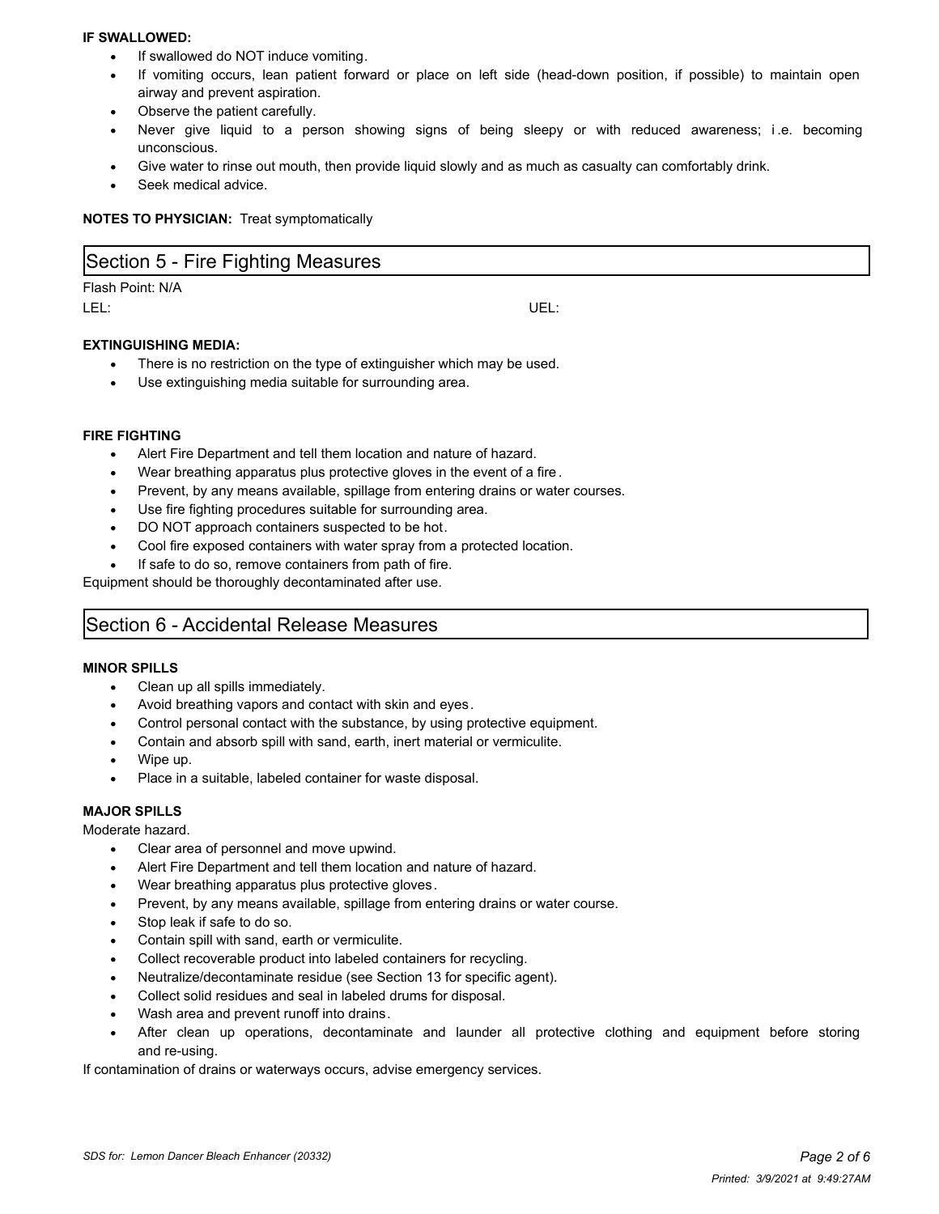**IF SWALLOWED:**

- If swallowed do NOT induce vomiting.
- If vomiting occurs, lean patient forward or place on left side (head-down position, if possible) to maintain open airway and prevent aspiration.
- Observe the patient carefully.
- Never give liquid to a person showing signs of being sleepy or with reduced awareness; i.e. becoming unconscious.
- Give water to rinse out mouth, then provide liquid slowly and as much as casualty can comfortably drink.
- Seek medical advice.

**NOTES TO PHYSICIAN:** Treat symptomatically

## Section 5 - Fire Fighting Measures

Flash Point: N/A

LEL:

UEL:

**EXTINGUISHING MEDIA:**

- There is no restriction on the type of extinguisher which may be used.
- Use extinguishing media suitable for surrounding area.

**FIRE FIGHTING**

- Alert Fire Department and tell them location and nature of hazard.
- Wear breathing apparatus plus protective gloves in the event of a fire.
- Prevent, by any means available, spillage from entering drains or water courses.
- Use fire fighting procedures suitable for surrounding area.
- DO NOT approach containers suspected to be hot.
- Cool fire exposed containers with water spray from a protected location.
- If safe to do so, remove containers from path of fire.

Equipment should be thoroughly decontaminated after use.

## Section 6 - Accidental Release Measures

**MINOR SPILLS**

- Clean up all spills immediately.
- Avoid breathing vapors and contact with skin and eyes.
- Control personal contact with the substance, by using protective equipment.
- Contain and absorb spill with sand, earth, inert material or vermiculite.
- Wipe up.
- Place in a suitable, labeled container for waste disposal.

**MAJOR SPILLS**

Moderate hazard.

- Clear area of personnel and move upwind.
- Alert Fire Department and tell them location and nature of hazard.
- Wear breathing apparatus plus protective gloves.
- Prevent, by any means available, spillage from entering drains or water course.
- Stop leak if safe to do so.
- Contain spill with sand, earth or vermiculite.
- Collect recoverable product into labeled containers for recycling.
- Neutralize/decontaminate residue (see Section 13 for specific agent).
- Collect solid residues and seal in labeled drums for disposal.
- Wash area and prevent runoff into drains.
- After clean up operations, decontaminate and launder all protective clothing and equipment before storing and re-using.

If contamination of drains or waterways occurs, advise emergency services.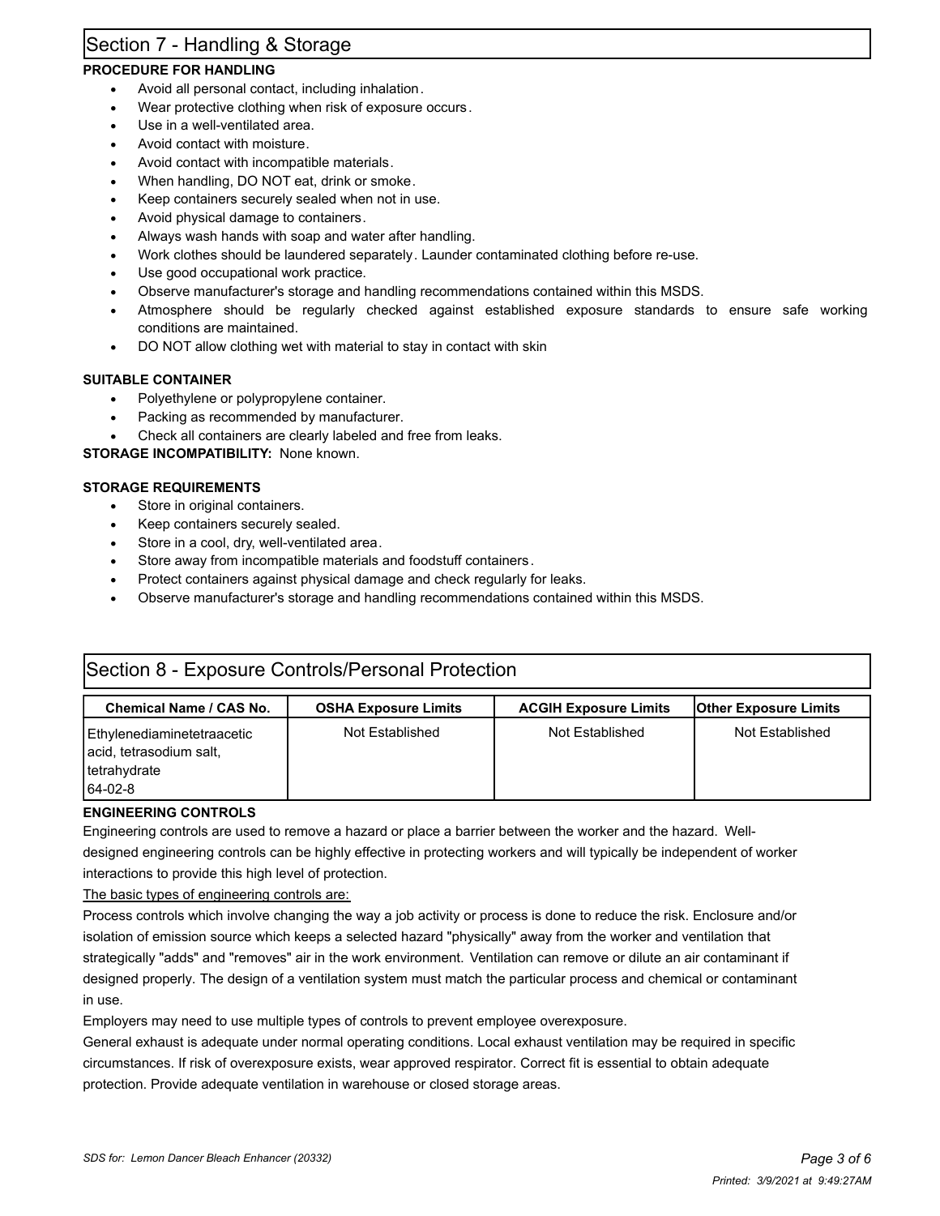## Section 7 - Handling & Storage

**PROCEDURE FOR HANDLING**

- Avoid all personal contact, including inhalation.
- Wear protective clothing when risk of exposure occurs.
- Use in a well-ventilated area.
- Avoid contact with moisture.
- Avoid contact with incompatible materials.
- When handling, DO NOT eat, drink or smoke.
- Keep containers securely sealed when not in use.
- Avoid physical damage to containers.
- Always wash hands with soap and water after handling.
- Work clothes should be laundered separately. Launder contaminated clothing before re-use.
- Use good occupational work practice.
- Observe manufacturer's storage and handling recommendations contained within this MSDS.
- Atmosphere should be regularly checked against established exposure standards to ensure safe working conditions are maintained.
- DO NOT allow clothing wet with material to stay in contact with skin

**SUITABLE CONTAINER**

- Polyethylene or polypropylene container.
- Packing as recommended by manufacturer.
- Check all containers are clearly labeled and free from leaks.

**STORAGE INCOMPATIBILITY:** None known.

**STORAGE REQUIREMENTS**

- Store in original containers.
- Keep containers securely sealed.
- Store in a cool, dry, well-ventilated area.
- Store away from incompatible materials and foodstuff containers.
- Protect containers against physical damage and check regularly for leaks.
- Observe manufacturer's storage and handling recommendations contained within this MSDS.

## Section 8 - Exposure Controls/Personal Protection

| Chemical Name / CAS No. | OSHA Exposure Limits | ACGIH Exposure Limits | Other Exposure Limits |
|---|---|---|---|
| Ethylenediaminetetraacetic acid, tetrasodium salt, tetrahydrate 64-02-8 | Not Established | Not Established | Not Established |

**ENGINEERING CONTROLS**

Engineering controls are used to remove a hazard or place a barrier between the worker and the hazard. Well-designed engineering controls can be highly effective in protecting workers and will typically be independent of worker interactions to provide this high level of protection.

The basic types of engineering controls are:

Process controls which involve changing the way a job activity or process is done to reduce the risk. Enclosure and/or isolation of emission source which keeps a selected hazard "physically" away from the worker and ventilation that strategically "adds" and "removes" air in the work environment. Ventilation can remove or dilute an air contaminant if designed properly. The design of a ventilation system must match the particular process and chemical or contaminant in use.

Employers may need to use multiple types of controls to prevent employee overexposure.

General exhaust is adequate under normal operating conditions. Local exhaust ventilation may be required in specific circumstances. If risk of overexposure exists, wear approved respirator. Correct fit is essential to obtain adequate protection. Provide adequate ventilation in warehouse or closed storage areas.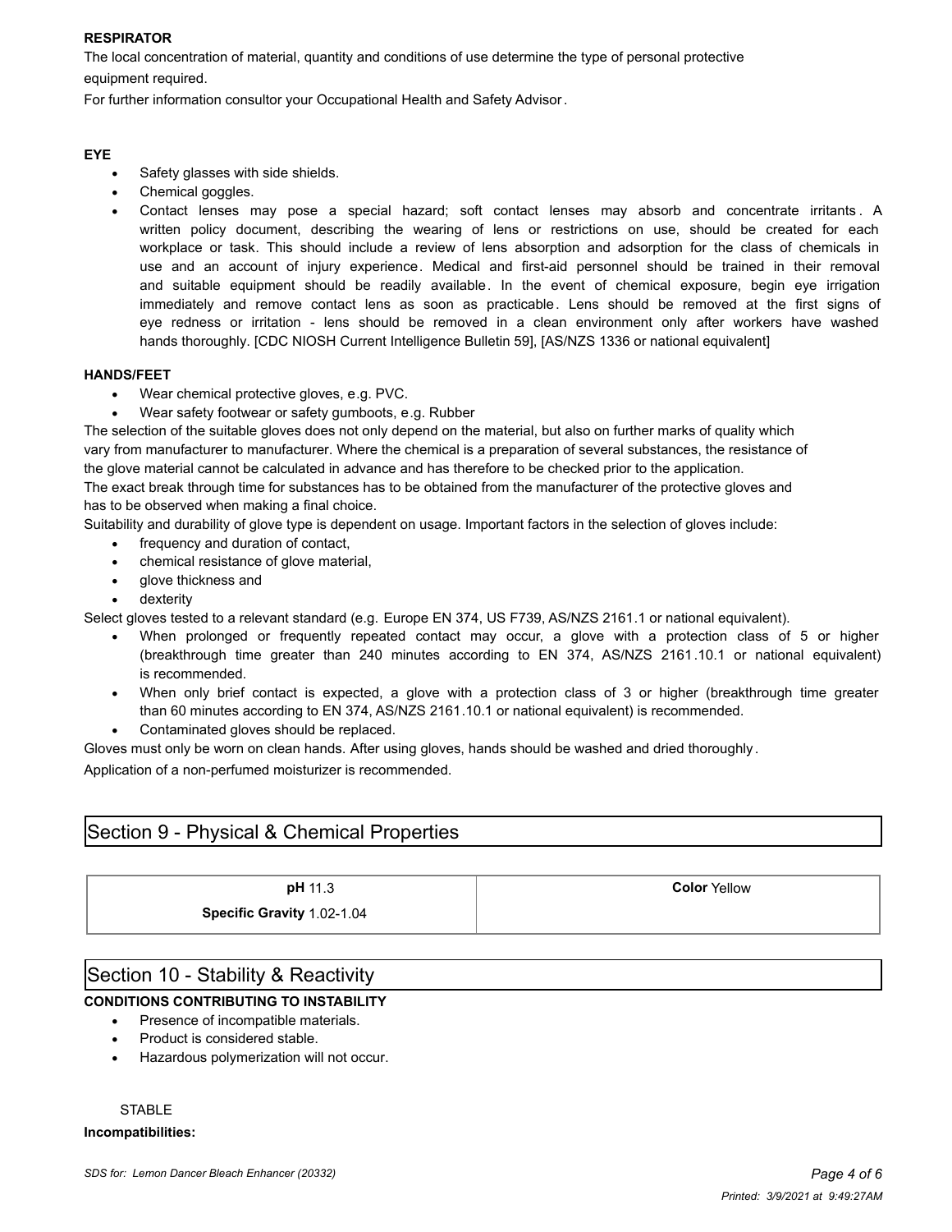**RESPIRATOR**

The local concentration of material, quantity and conditions of use determine the type of personal protective equipment required.

For further information consultor your Occupational Health and Safety Advisor.

**EYE**

- Safety glasses with side shields.
- Chemical goggles.
- Contact lenses may pose a special hazard; soft contact lenses may absorb and concentrate irritants. A written policy document, describing the wearing of lens or restrictions on use, should be created for each workplace or task. This should include a review of lens absorption and adsorption for the class of chemicals in use and an account of injury experience. Medical and first-aid personnel should be trained in their removal and suitable equipment should be readily available. In the event of chemical exposure, begin eye irrigation immediately and remove contact lens as soon as practicable. Lens should be removed at the first signs of eye redness or irritation - lens should be removed in a clean environment only after workers have washed hands thoroughly. [CDC NIOSH Current Intelligence Bulletin 59], [AS/NZS 1336 or national equivalent]

**HANDS/FEET**

- Wear chemical protective gloves, e.g. PVC.
- Wear safety footwear or safety gumboots, e.g. Rubber

The selection of the suitable gloves does not only depend on the material, but also on further marks of quality which vary from manufacturer to manufacturer. Where the chemical is a preparation of several substances, the resistance of the glove material cannot be calculated in advance and has therefore to be checked prior to the application.

The exact break through time for substances has to be obtained from the manufacturer of the protective gloves and has to be observed when making a final choice.

Suitability and durability of glove type is dependent on usage. Important factors in the selection of gloves include:

- frequency and duration of contact,
- chemical resistance of glove material,
- glove thickness and
- dexterity

Select gloves tested to a relevant standard (e.g. Europe EN 374, US F739, AS/NZS 2161.1 or national equivalent).

- When prolonged or frequently repeated contact may occur, a glove with a protection class of 5 or higher (breakthrough time greater than 240 minutes according to EN 374, AS/NZS 2161.10.1 or national equivalent) is recommended.
- When only brief contact is expected, a glove with a protection class of 3 or higher (breakthrough time greater than 60 minutes according to EN 374, AS/NZS 2161.10.1 or national equivalent) is recommended.
- Contaminated gloves should be replaced.

Gloves must only be worn on clean hands. After using gloves, hands should be washed and dried thoroughly.

Application of a non-perfumed moisturizer is recommended.

## Section 9 - Physical & Chemical Properties

| | |
|---|---|
| **pH** 11.3<br>**Specific Gravity** 1.02-1.04 | **Color** Yellow |

## Section 10 - Stability & Reactivity

**CONDITIONS CONTRIBUTING TO INSTABILITY**

- Presence of incompatible materials.
- Product is considered stable.
- Hazardous polymerization will not occur.

STABLE

**Incompatibilities:**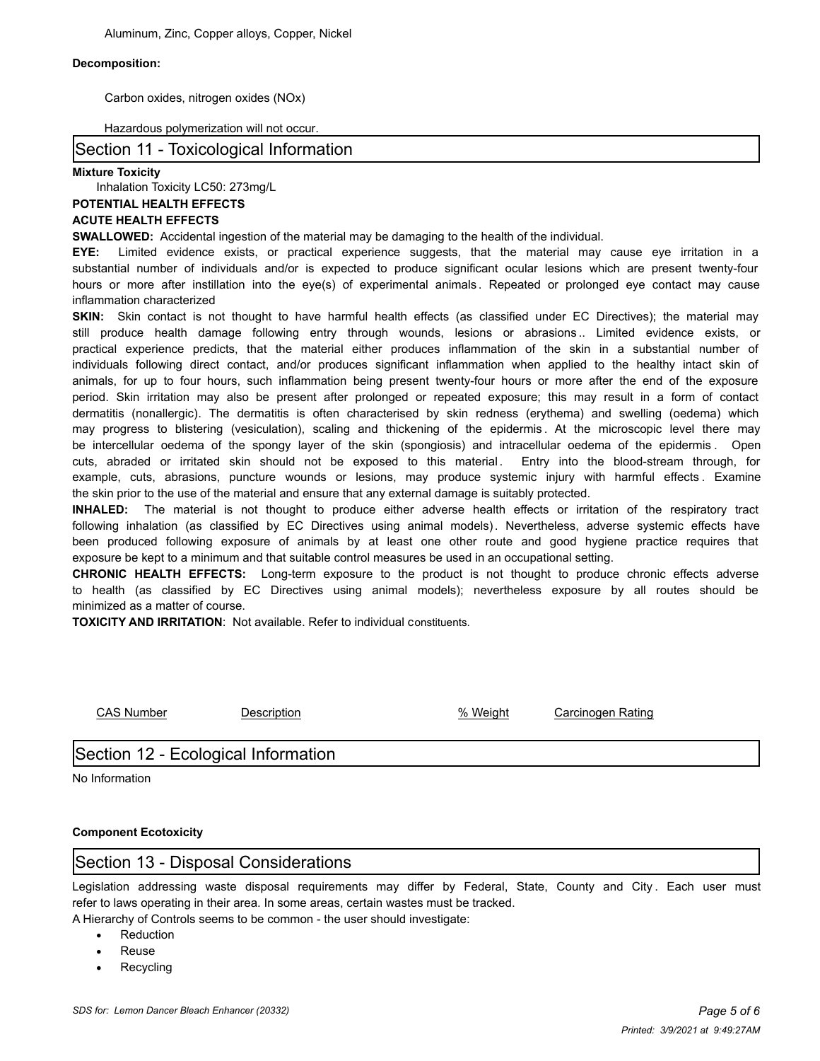Aluminum, Zinc, Copper alloys, Copper, Nickel

**Decomposition:**

Carbon oxides, nitrogen oxides (NOx)

Hazardous polymerization will not occur.

## Section 11 - Toxicological Information

**Mixture Toxicity**

Inhalation Toxicity LC50: 273mg/L

**POTENTIAL HEALTH EFFECTS**

**ACUTE HEALTH EFFECTS**

**SWALLOWED:** Accidental ingestion of the material may be damaging to the health of the individual.

**EYE:** Limited evidence exists, or practical experience suggests, that the material may cause eye irritation in a substantial number of individuals and/or is expected to produce significant ocular lesions which are present twenty-four hours or more after instillation into the eye(s) of experimental animals. Repeated or prolonged eye contact may cause inflammation characterized

**SKIN:** Skin contact is not thought to have harmful health effects (as classified under EC Directives); the material may still produce health damage following entry through wounds, lesions or abrasions.. Limited evidence exists, or practical experience predicts, that the material either produces inflammation of the skin in a substantial number of individuals following direct contact, and/or produces significant inflammation when applied to the healthy intact skin of animals, for up to four hours, such inflammation being present twenty-four hours or more after the end of the exposure period. Skin irritation may also be present after prolonged or repeated exposure; this may result in a form of contact dermatitis (nonallergic). The dermatitis is often characterised by skin redness (erythema) and swelling (oedema) which may progress to blistering (vesiculation), scaling and thickening of the epidermis. At the microscopic level there may be intercellular oedema of the spongy layer of the skin (spongiosis) and intracellular oedema of the epidermis. Open cuts, abraded or irritated skin should not be exposed to this material. Entry into the blood-stream through, for example, cuts, abrasions, puncture wounds or lesions, may produce systemic injury with harmful effects. Examine the skin prior to the use of the material and ensure that any external damage is suitably protected.

**INHALED:** The material is not thought to produce either adverse health effects or irritation of the respiratory tract following inhalation (as classified by EC Directives using animal models). Nevertheless, adverse systemic effects have been produced following exposure of animals by at least one other route and good hygiene practice requires that exposure be kept to a minimum and that suitable control measures be used in an occupational setting.

**CHRONIC HEALTH EFFECTS:** Long-term exposure to the product is not thought to produce chronic effects adverse to health (as classified by EC Directives using animal models); nevertheless exposure by all routes should be minimized as a matter of course.

**TOXICITY AND IRRITATION**: Not available. Refer to individual constituents.

| CAS Number | Description | % Weight | Carcinogen Rating |
|---|---|---|---|

## Section 12 - Ecological Information

No Information

**Component Ecotoxicity**

## Section 13 - Disposal Considerations

Legislation addressing waste disposal requirements may differ by Federal, State, County and City. Each user must refer to laws operating in their area. In some areas, certain wastes must be tracked.

A Hierarchy of Controls seems to be common - the user should investigate:

- Reduction
- Reuse
- Recycling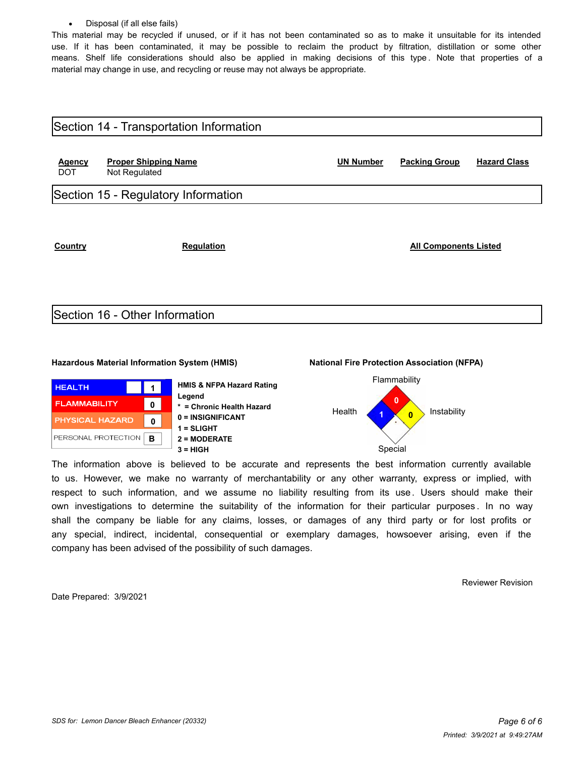- Disposal (if all else fails)

This material may be recycled if unused, or if it has not been contaminated so as to make it unsuitable for its intended use. If it has been contaminated, it may be possible to reclaim the product by filtration, distillation or some other means. Shelf life considerations should also be applied in making decisions of this type. Note that properties of a material may change in use, and recycling or reuse may not always be appropriate.

## Section 14 - Transportation Information

| Agency | Proper Shipping Name | UN Number | Packing Group | Hazard Class |
|---|---|---|---|---|
| DOT | Not Regulated | | | |

## Section 15 - Regulatory Information

| Country | Regulation | All Components Listed |
|---|---|---|

## Section 16 - Other Information

**Hazardous Material Information System (HMIS)**

| | |
|---|---|
| HEALTH | 1 |
| FLAMMABILITY | 0 |
| PHYSICAL HAZARD | 0 |
| PERSONAL PROTECTION | B |

**HMIS & NFPA Hazard Rating Legend**
**\* = Chronic Health Hazard**
**0 = INSIGNIFICANT**
**1 = SLIGHT**
**2 = MODERATE**
**3 = HIGH**

**National Fire Protection Association (NFPA)**

Flammability: 0
Health: 1
Instability: 0
Special

The information above is believed to be accurate and represents the best information currently available to us. However, we make no warranty of merchantability or any other warranty, express or implied, with respect to such information, and we assume no liability resulting from its use. Users should make their own investigations to determine the suitability of the information for their particular purposes. In no way shall the company be liable for any claims, losses, or damages of any third party or for lost profits or any special, indirect, incidental, consequential or exemplary damages, howsoever arising, even if the company has been advised of the possibility of such damages.

Reviewer Revision

Date Prepared: 3/9/2021